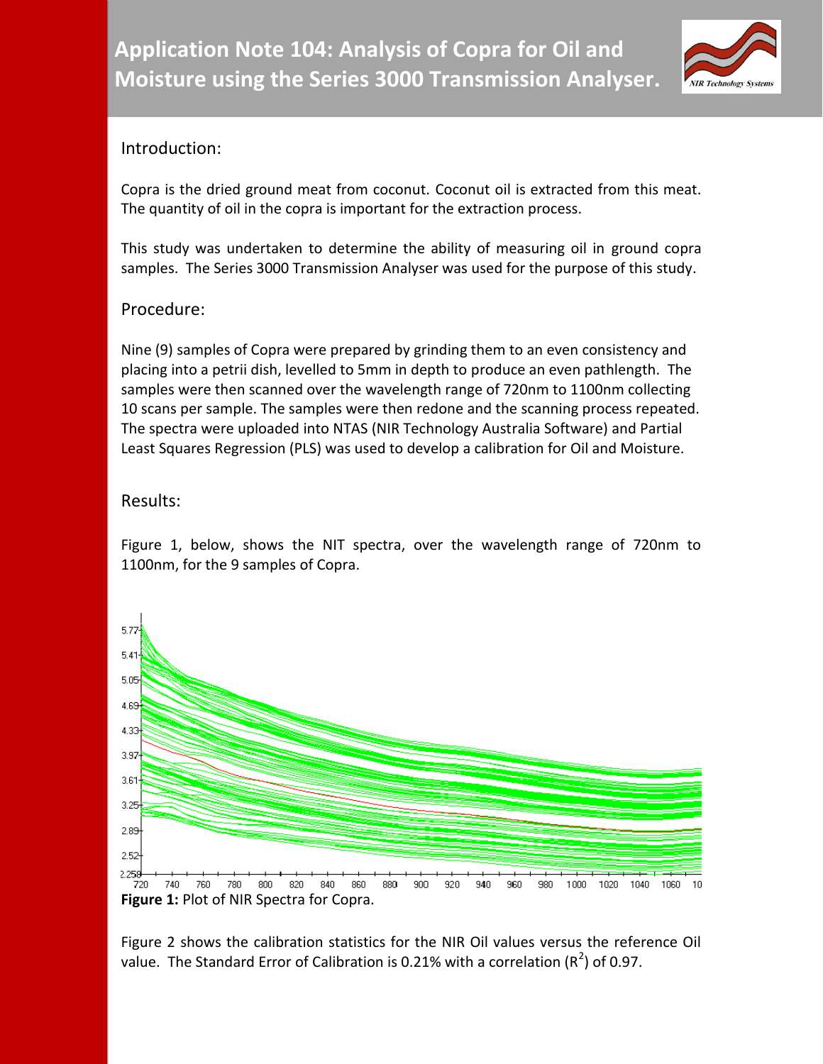# Application Note 104: Analysis of Copra for Oil and Moisture using the Series 3000 Transmission Analyser.

## Introduction:

Copra is the dried ground meat from coconut. Coconut oil is extracted from this meat. The quantity of oil in the copra is important for the extraction process.

This study was undertaken to determine the ability of measuring oil in ground copra samples. The Series 3000 Transmission Analyser was used for the purpose of this study.

## Procedure:

Nine (9) samples of Copra were prepared by grinding them to an even consistency and placing into a petrii dish, levelled to 5mm in depth to produce an even pathlength. The samples were then scanned over the wavelength range of 720nm to 1100nm collecting 10 scans per sample. The samples were then redone and the scanning process repeated. The spectra were uploaded into NTAS (NIR Technology Australia Software) and Partial Least Squares Regression (PLS) was used to develop a calibration for Oil and Moisture.

## Results:

Figure 1, below, shows the NIT spectra, over the wavelength range of 720nm to 1100nm, for the 9 samples of Copra.

**Figure 1:** Plot of NIR Spectra for Copra.

Figure 2 shows the calibration statistics for the NIR Oil values versus the reference Oil value. The Standard Error of Calibration is 0.21% with a correlation ($R^2$) of 0.97.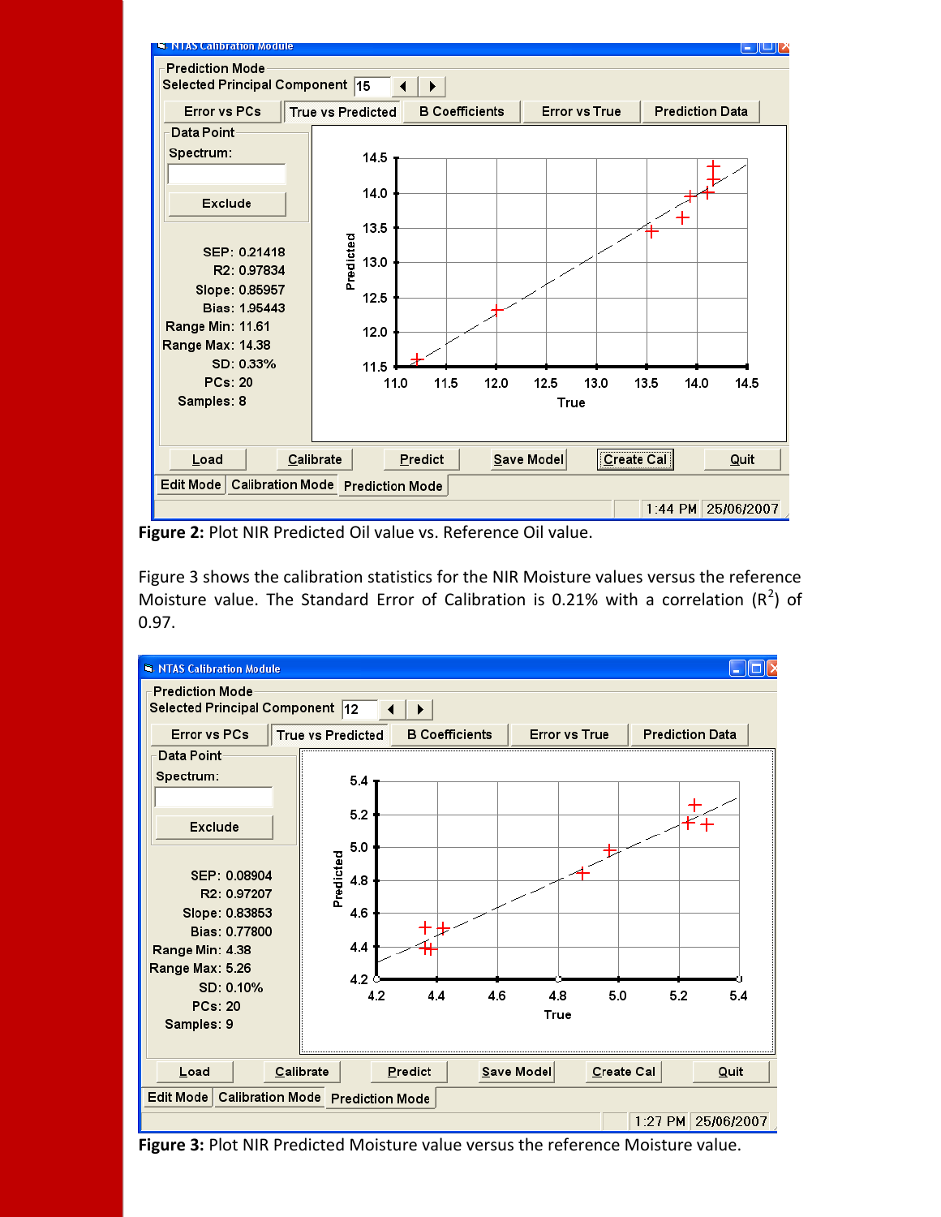**Figure 2:** Plot NIR Predicted Oil value vs. Reference Oil value.

Figure 3 shows the calibration statistics for the NIR Moisture values versus the reference Moisture value. The Standard Error of Calibration is 0.21% with a correlation ($R^2$) of 0.97.

**Figure 3:** Plot NIR Predicted Moisture value versus the reference Moisture value.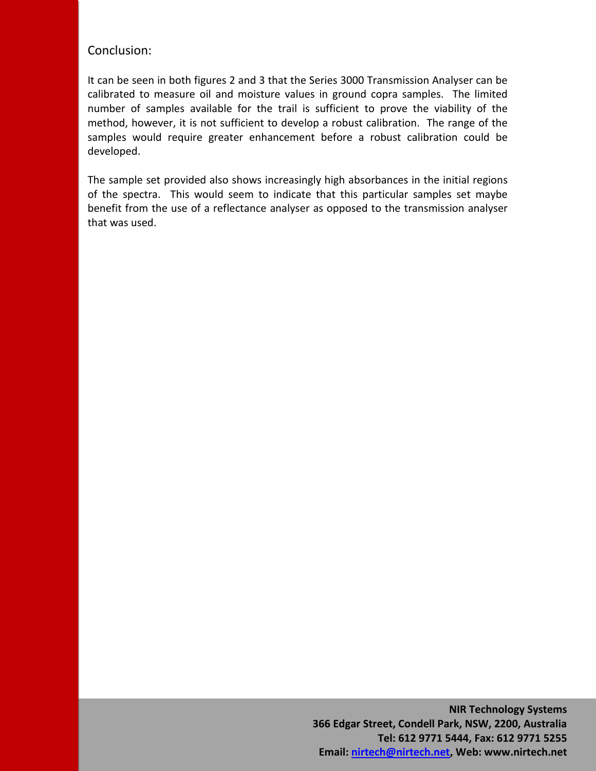## Conclusion:

It can be seen in both figures 2 and 3 that the Series 3000 Transmission Analyser can be calibrated to measure oil and moisture values in ground copra samples. The limited number of samples available for the trail is sufficient to prove the viability of the method, however, it is not sufficient to develop a robust calibration. The range of the samples would require greater enhancement before a robust calibration could be developed.

The sample set provided also shows increasingly high absorbances in the initial regions of the spectra. This would seem to indicate that this particular samples set maybe benefit from the use of a reflectance analyser as opposed to the transmission analyser that was used.